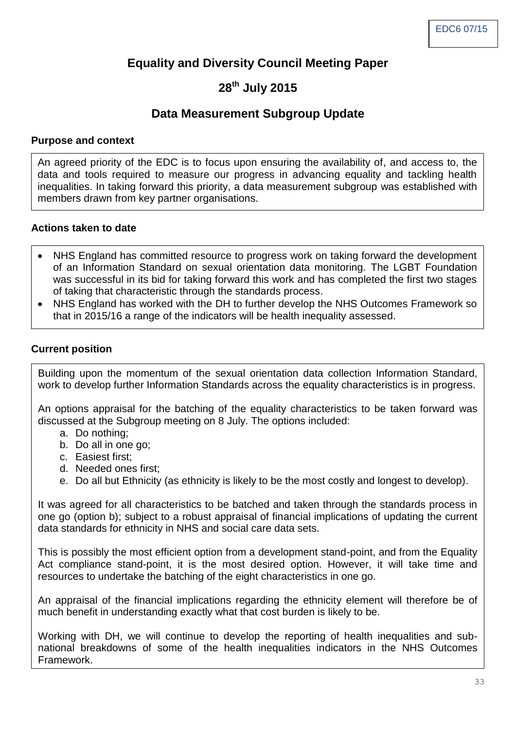EDC6 07/15

# Equality and Diversity Council Meeting Paper

## 28th July 2015

## Data Measurement Subgroup Update

### Purpose and context

An agreed priority of the EDC is to focus upon ensuring the availability of, and access to, the data and tools required to measure our progress in advancing equality and tackling health inequalities. In taking forward this priority, a data measurement subgroup was established with members drawn from key partner organisations.

### Actions taken to date

- NHS England has committed resource to progress work on taking forward the development of an Information Standard on sexual orientation data monitoring. The LGBT Foundation was successful in its bid for taking forward this work and has completed the first two stages of taking that characteristic through the standards process.
- NHS England has worked with the DH to further develop the NHS Outcomes Framework so that in 2015/16 a range of the indicators will be health inequality assessed.

### Current position

Building upon the momentum of the sexual orientation data collection Information Standard, work to develop further Information Standards across the equality characteristics is in progress.

An options appraisal for the batching of the equality characteristics to be taken forward was discussed at the Subgroup meeting on 8 July. The options included:

a. Do nothing;
b. Do all in one go;
c. Easiest first;
d. Needed ones first;
e. Do all but Ethnicity (as ethnicity is likely to be the most costly and longest to develop).

It was agreed for all characteristics to be batched and taken through the standards process in one go (option b); subject to a robust appraisal of financial implications of updating the current data standards for ethnicity in NHS and social care data sets.

This is possibly the most efficient option from a development stand-point, and from the Equality Act compliance stand-point, it is the most desired option. However, it will take time and resources to undertake the batching of the eight characteristics in one go.

An appraisal of the financial implications regarding the ethnicity element will therefore be of much benefit in understanding exactly what that cost burden is likely to be.

Working with DH, we will continue to develop the reporting of health inequalities and sub-national breakdowns of some of the health inequalities indicators in the NHS Outcomes Framework.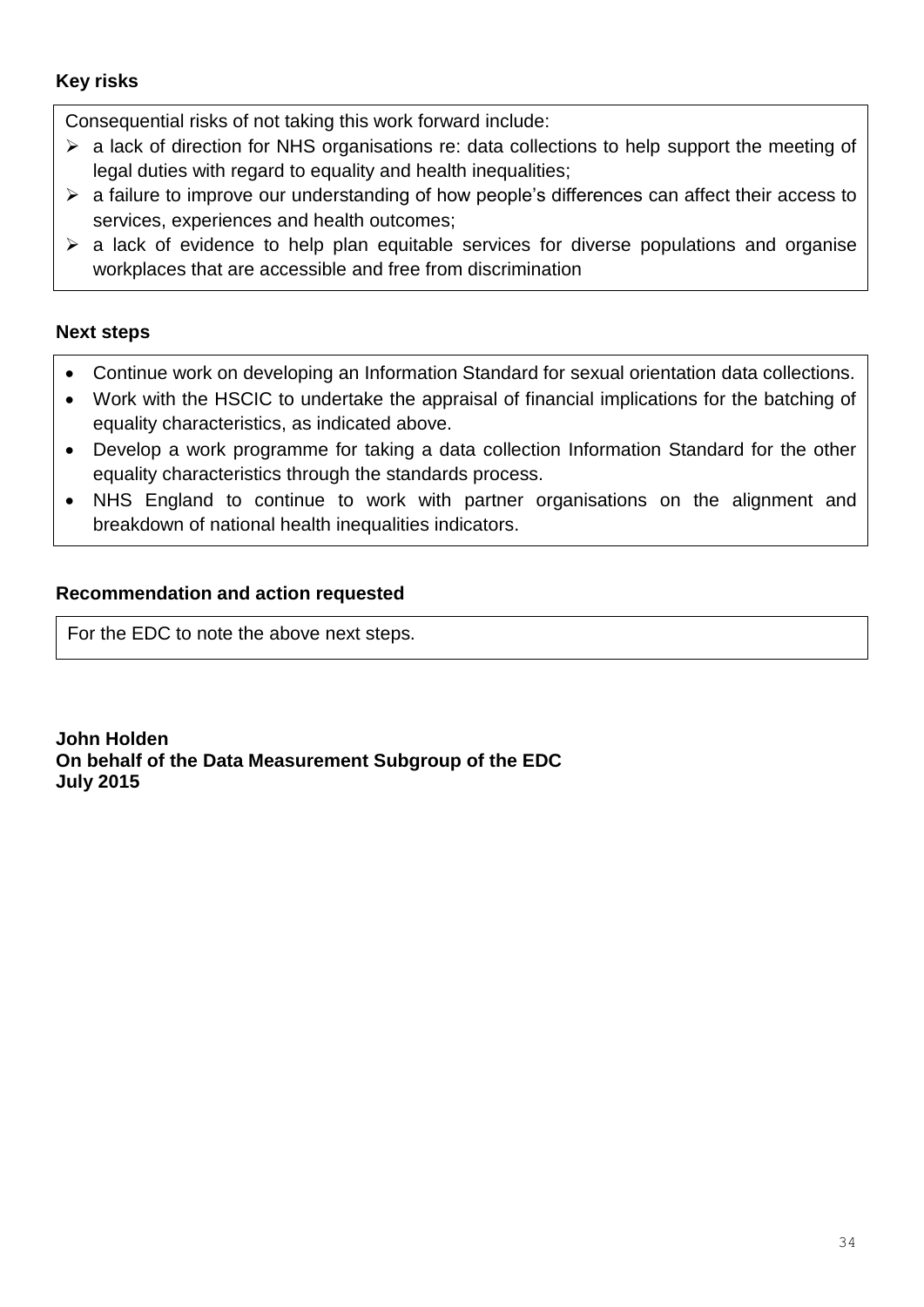### Key risks

Consequential risks of not taking this work forward include:

- a lack of direction for NHS organisations re: data collections to help support the meeting of legal duties with regard to equality and health inequalities;
- a failure to improve our understanding of how people's differences can affect their access to services, experiences and health outcomes;
- a lack of evidence to help plan equitable services for diverse populations and organise workplaces that are accessible and free from discrimination

### Next steps

- Continue work on developing an Information Standard for sexual orientation data collections.
- Work with the HSCIC to undertake the appraisal of financial implications for the batching of equality characteristics, as indicated above.
- Develop a work programme for taking a data collection Information Standard for the other equality characteristics through the standards process.
- NHS England to continue to work with partner organisations on the alignment and breakdown of national health inequalities indicators.

### Recommendation and action requested

For the EDC to note the above next steps.

**John Holden**
**On behalf of the Data Measurement Subgroup of the EDC**
**July 2015**